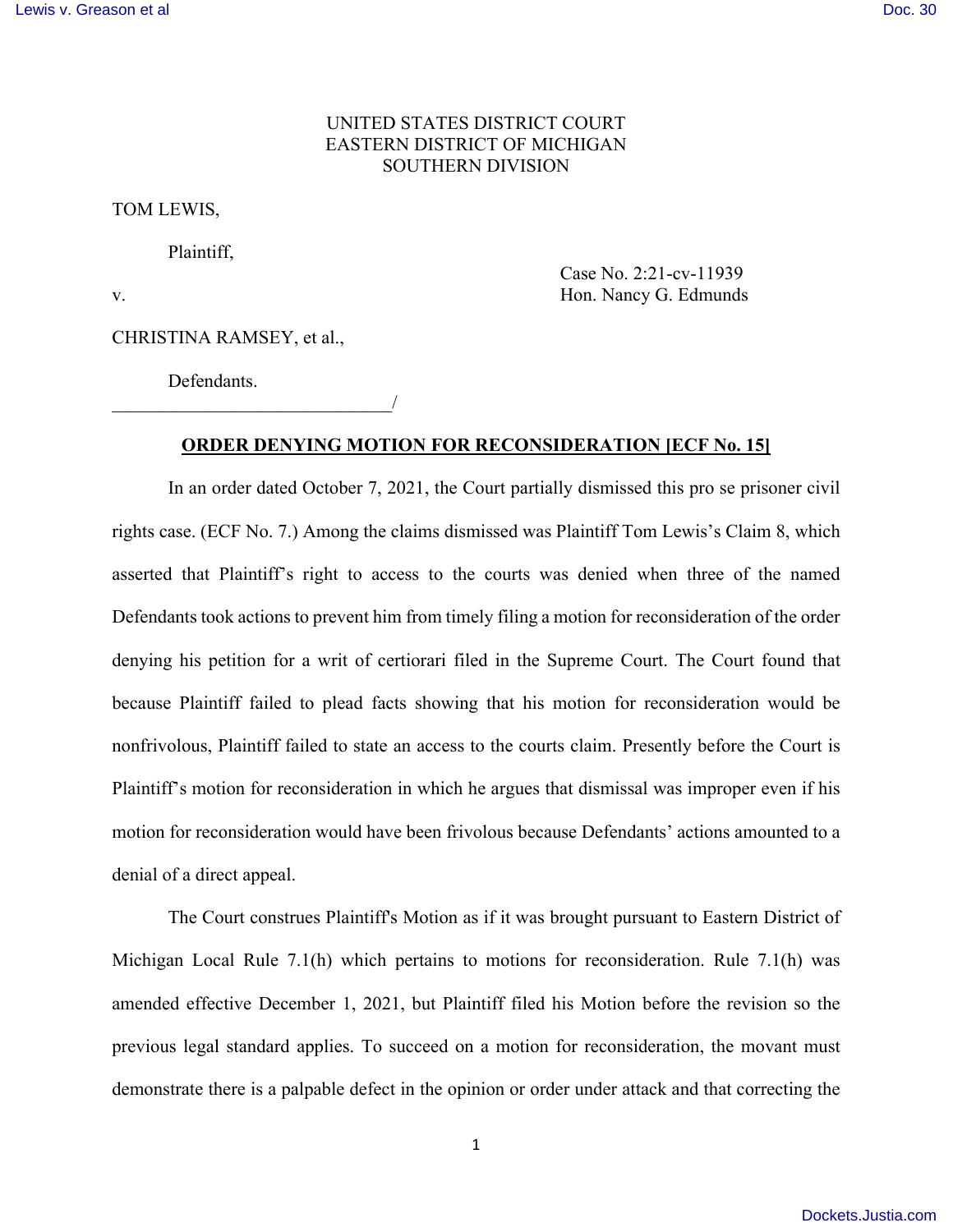UNITED STATES DISTRICT COURT
EASTERN DISTRICT OF MICHIGAN
SOUTHERN DIVISION

TOM LEWIS,

Plaintiff,

v.

Case No. 2:21-cv-11939
Hon. Nancy G. Edmunds

CHRISTINA RAMSEY, et al.,

Defendants.
______________________________/

**ORDER DENYING MOTION FOR RECONSIDERATION [ECF No. 15]**

In an order dated October 7, 2021, the Court partially dismissed this pro se prisoner civil rights case. (ECF No. 7.) Among the claims dismissed was Plaintiff Tom Lewis's Claim 8, which asserted that Plaintiff's right to access to the courts was denied when three of the named Defendants took actions to prevent him from timely filing a motion for reconsideration of the order denying his petition for a writ of certiorari filed in the Supreme Court. The Court found that because Plaintiff failed to plead facts showing that his motion for reconsideration would be nonfrivolous, Plaintiff failed to state an access to the courts claim. Presently before the Court is Plaintiff's motion for reconsideration in which he argues that dismissal was improper even if his motion for reconsideration would have been frivolous because Defendants' actions amounted to a denial of a direct appeal.

The Court construes Plaintiff's Motion as if it was brought pursuant to Eastern District of Michigan Local Rule 7.1(h) which pertains to motions for reconsideration. Rule 7.1(h) was amended effective December 1, 2021, but Plaintiff filed his Motion before the revision so the previous legal standard applies. To succeed on a motion for reconsideration, the movant must demonstrate there is a palpable defect in the opinion or order under attack and that correcting the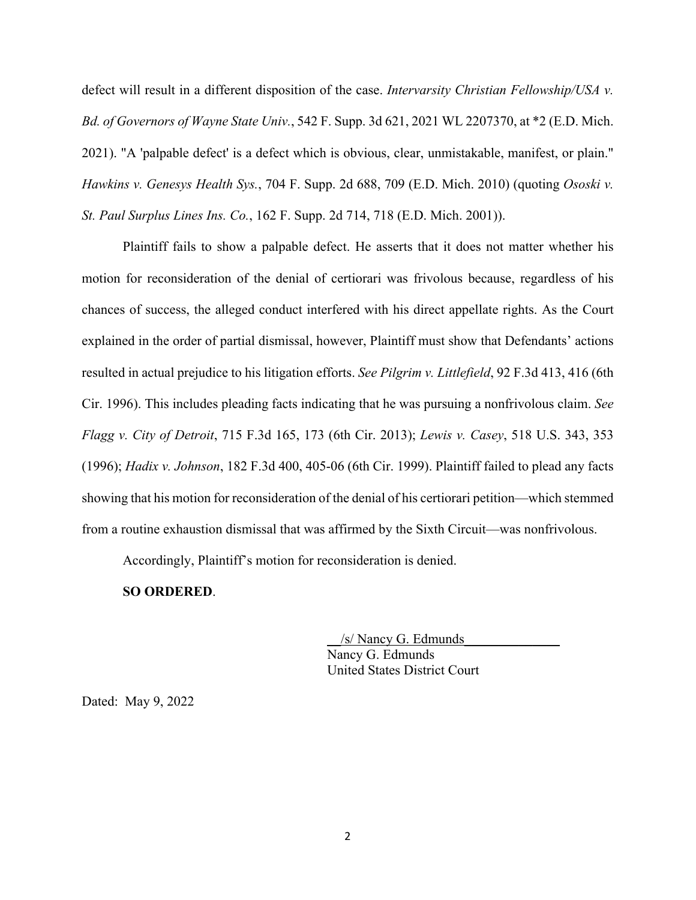defect will result in a different disposition of the case. *Intervarsity Christian Fellowship/USA v. Bd. of Governors of Wayne State Univ.*, 542 F. Supp. 3d 621, 2021 WL 2207370, at *2 (E.D. Mich. 2021). "A 'palpable defect' is a defect which is obvious, clear, unmistakable, manifest, or plain." *Hawkins v. Genesys Health Sys.*, 704 F. Supp. 2d 688, 709 (E.D. Mich. 2010) (quoting *Ososki v. St. Paul Surplus Lines Ins. Co.*, 162 F. Supp. 2d 714, 718 (E.D. Mich. 2001)).

Plaintiff fails to show a palpable defect. He asserts that it does not matter whether his motion for reconsideration of the denial of certiorari was frivolous because, regardless of his chances of success, the alleged conduct interfered with his direct appellate rights. As the Court explained in the order of partial dismissal, however, Plaintiff must show that Defendants' actions resulted in actual prejudice to his litigation efforts. *See Pilgrim v. Littlefield*, 92 F.3d 413, 416 (6th Cir. 1996). This includes pleading facts indicating that he was pursuing a nonfrivolous claim. *See Flagg v. City of Detroit*, 715 F.3d 165, 173 (6th Cir. 2013); *Lewis v. Casey*, 518 U.S. 343, 353 (1996); *Hadix v. Johnson*, 182 F.3d 400, 405-06 (6th Cir. 1999). Plaintiff failed to plead any facts showing that his motion for reconsideration of the denial of his certiorari petition—which stemmed from a routine exhaustion dismissal that was affirmed by the Sixth Circuit—was nonfrivolous.

Accordingly, Plaintiff's motion for reconsideration is denied.

**SO ORDERED**.

/s/ Nancy G. Edmunds
Nancy G. Edmunds
United States District Court

Dated: May 9, 2022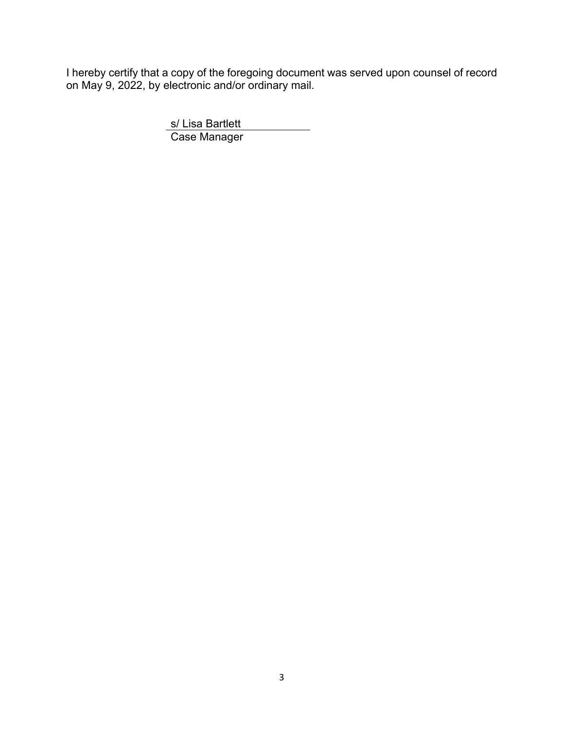I hereby certify that a copy of the foregoing document was served upon counsel of record on May 9, 2022, by electronic and/or ordinary mail.

s/ Lisa Bartlett
Case Manager